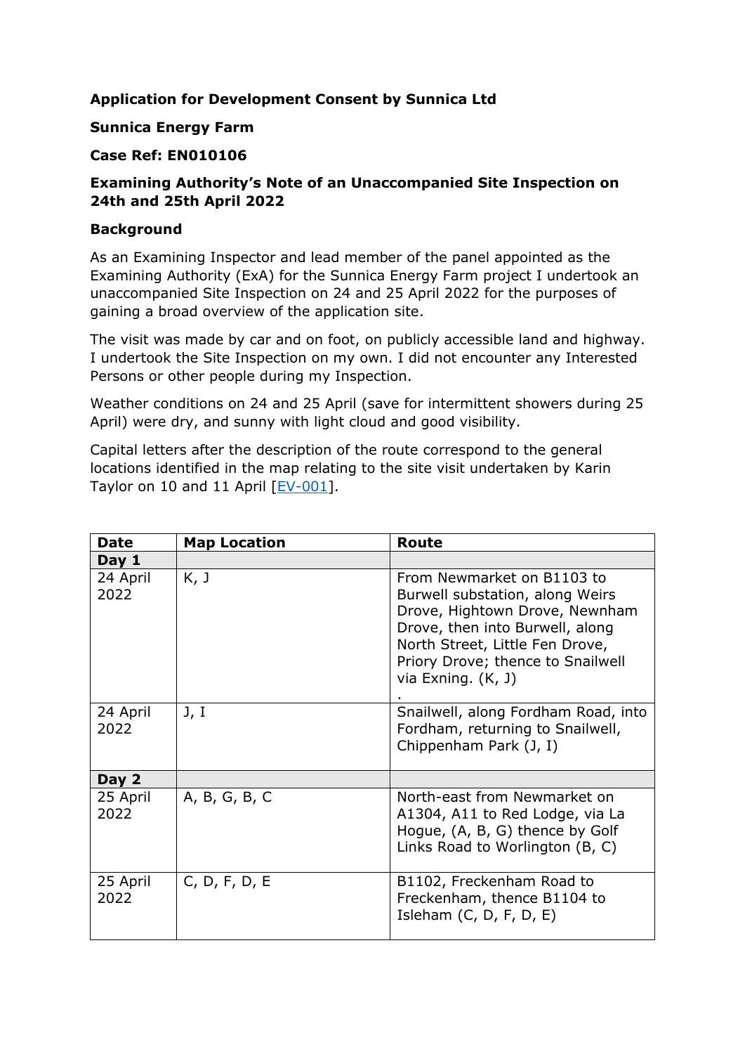**Application for Development Consent by Sunnica Ltd**

**Sunnica Energy Farm**

**Case Ref: EN010106**

**Examining Authority's Note of an Unaccompanied Site Inspection on 24th and 25th April 2022**

**Background**

As an Examining Inspector and lead member of the panel appointed as the Examining Authority (ExA) for the Sunnica Energy Farm project I undertook an unaccompanied Site Inspection on 24 and 25 April 2022 for the purposes of gaining a broad overview of the application site.

The visit was made by car and on foot, on publicly accessible land and highway. I undertook the Site Inspection on my own. I did not encounter any Interested Persons or other people during my Inspection.

Weather conditions on 24 and 25 April (save for intermittent showers during 25 April) were dry, and sunny with light cloud and good visibility.

Capital letters after the description of the route correspond to the general locations identified in the map relating to the site visit undertaken by Karin Taylor on 10 and 11 April [EV-001].

| Date | Map Location | Route |
|---|---|---|
| **Day 1** | | |
| 24 April 2022 | K, J | From Newmarket on B1103 to Burwell substation, along Weirs Drove, Hightown Drove, Newnham Drove, then into Burwell, along North Street, Little Fen Drove, Priory Drove; thence to Snailwell via Exning. (K, J) . |
| 24 April 2022 | J, I | Snailwell, along Fordham Road, into Fordham, returning to Snailwell, Chippenham Park (J, I) |
| **Day 2** | | |
| 25 April 2022 | A, B, G, B, C | North-east from Newmarket on A1304, A11 to Red Lodge, via La Hogue, (A, B, G) thence by Golf Links Road to Worlington (B, C) |
| 25 April 2022 | C, D, F, D, E | B1102, Freckenham Road to Freckenham, thence B1104 to Isleham (C, D, F, D, E) |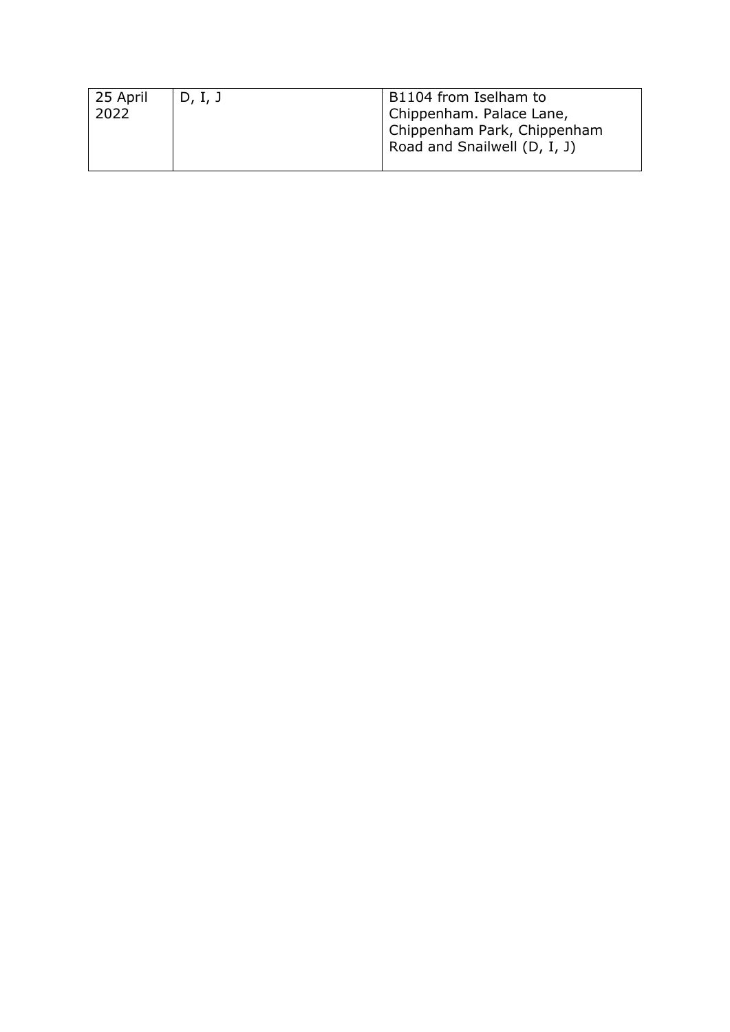| | | |
|---|---|---|
| 25 April 2022 | D, I, J | B1104 from Iselham to Chippenham. Palace Lane, Chippenham Park, Chippenham Road and Snailwell (D, I, J) |